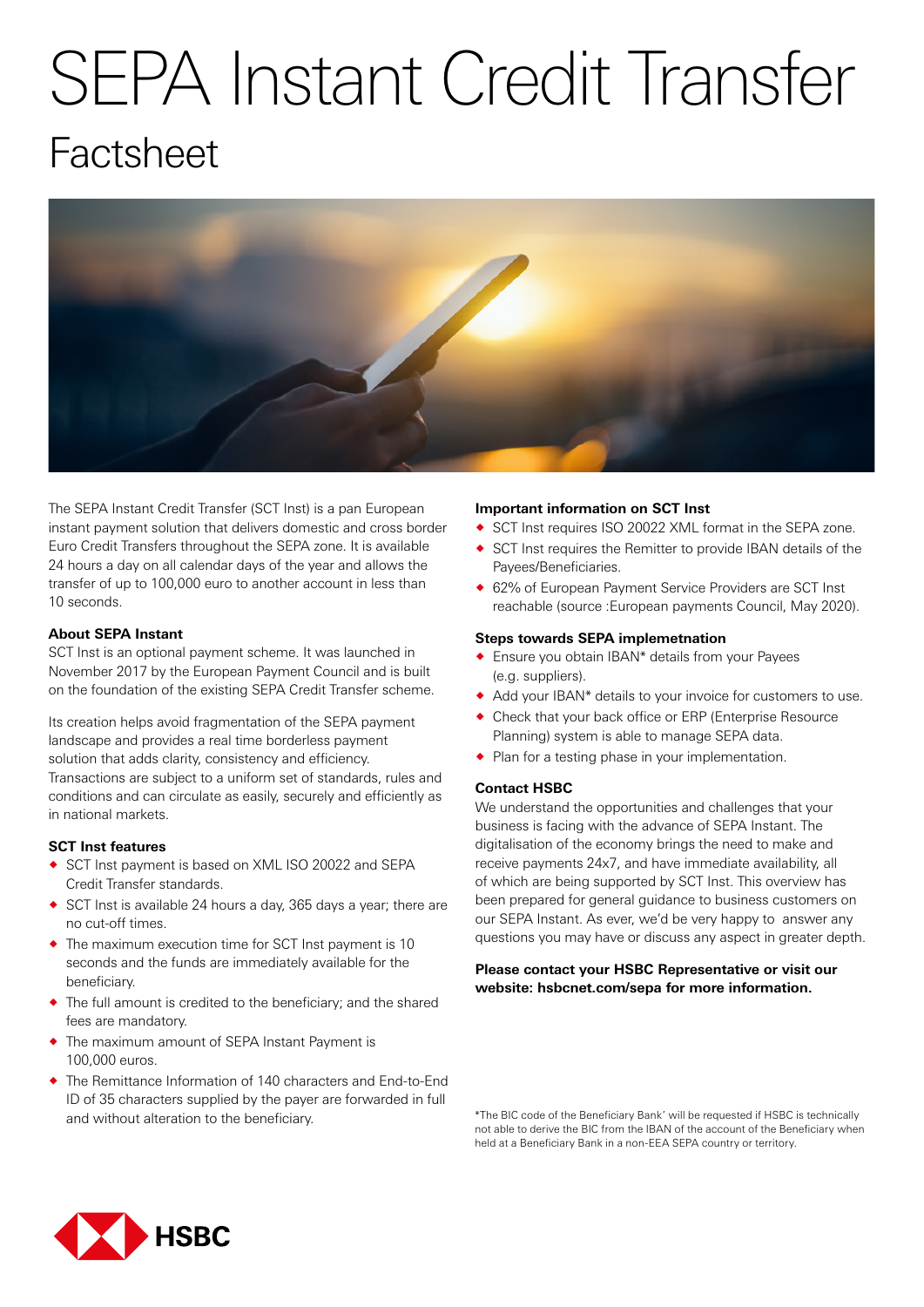# SEPA Instant Credit Transfer

## Factsheet

The SEPA Instant Credit Transfer (SCT Inst) is a pan European instant payment solution that delivers domestic and cross border Euro Credit Transfers throughout the SEPA zone. It is available 24 hours a day on all calendar days of the year and allows the transfer of up to 100,000 euro to another account in less than 10 seconds.

### About SEPA Instant

SCT Inst is an optional payment scheme. It was launched in November 2017 by the European Payment Council and is built on the foundation of the existing SEPA Credit Transfer scheme.

Its creation helps avoid fragmentation of the SEPA payment landscape and provides a real time borderless payment solution that adds clarity, consistency and efficiency. Transactions are subject to a uniform set of standards, rules and conditions and can circulate as easily, securely and efficiently as in national markets.

### SCT Inst features

- SCT Inst payment is based on XML ISO 20022 and SEPA Credit Transfer standards.
- SCT Inst is available 24 hours a day, 365 days a year; there are no cut-off times.
- The maximum execution time for SCT Inst payment is 10 seconds and the funds are immediately available for the beneficiary.
- The full amount is credited to the beneficiary; and the shared fees are mandatory.
- The maximum amount of SEPA Instant Payment is 100,000 euros.
- The Remittance Information of 140 characters and End-to-End ID of 35 characters supplied by the payer are forwarded in full and without alteration to the beneficiary.

### Important information on SCT Inst

- SCT Inst requires ISO 20022 XML format in the SEPA zone.
- SCT Inst requires the Remitter to provide IBAN details of the Payees/Beneficiaries.
- 62% of European Payment Service Providers are SCT Inst reachable (source :European payments Council, May 2020).

### Steps towards SEPA implemetnation

- Ensure you obtain IBAN* details from your Payees (e.g. suppliers).
- Add your IBAN* details to your invoice for customers to use.
- Check that your back office or ERP (Enterprise Resource Planning) system is able to manage SEPA data.
- Plan for a testing phase in your implementation.

### Contact HSBC

We understand the opportunities and challenges that your business is facing with the advance of SEPA Instant. The digitalisation of the economy brings the need to make and receive payments 24x7, and have immediate availability, all of which are being supported by SCT Inst. This overview has been prepared for general guidance to business customers on our SEPA Instant. As ever, we'd be very happy to answer any questions you may have or discuss any aspect in greater depth.

**Please contact your HSBC Representative or visit our website: hsbcnet.com/sepa for more information.**

*The BIC code of the Beneficiary Bank' will be requested if HSBC is technically not able to derive the BIC from the IBAN of the account of the Beneficiary when held at a Beneficiary Bank in a non-EEA SEPA country or territory.

HSBC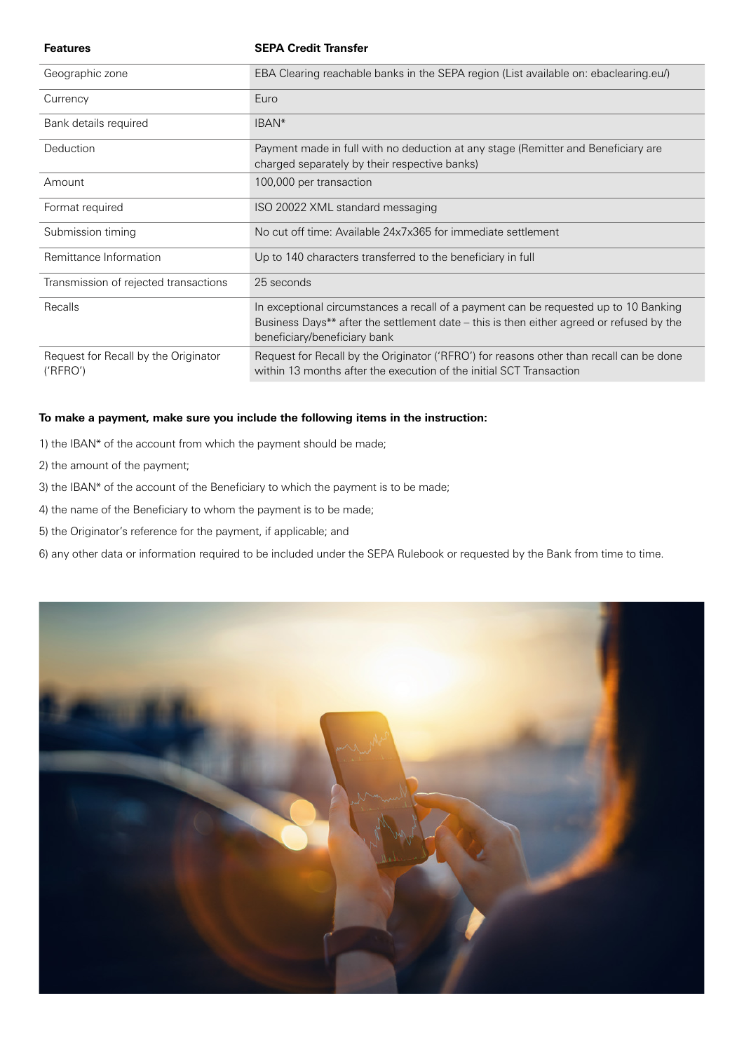| Features | SEPA Credit Transfer |
|---|---|
| Geographic zone | EBA Clearing reachable banks in the SEPA region (List available on: ebaclearing.eu/) |
| Currency | Euro |
| Bank details required | IBAN* |
| Deduction | Payment made in full with no deduction at any stage (Remitter and Beneficiary are charged separately by their respective banks) |
| Amount | 100,000 per transaction |
| Format required | ISO 20022 XML standard messaging |
| Submission timing | No cut off time: Available 24x7x365 for immediate settlement |
| Remittance Information | Up to 140 characters transferred to the beneficiary in full |
| Transmission of rejected transactions | 25 seconds |
| Recalls | In exceptional circumstances a recall of a payment can be requested up to 10 Banking Business Days** after the settlement date – this is then either agreed or refused by the beneficiary/beneficiary bank |
| Request for Recall by the Originator ('RFRO') | Request for Recall by the Originator ('RFRO') for reasons other than recall can be done within 13 months after the execution of the initial SCT Transaction |

**To make a payment, make sure you include the following items in the instruction:**

1) the IBAN* of the account from which the payment should be made;

2) the amount of the payment;

3) the IBAN* of the account of the Beneficiary to which the payment is to be made;

4) the name of the Beneficiary to whom the payment is to be made;

5) the Originator's reference for the payment, if applicable; and

6) any other data or information required to be included under the SEPA Rulebook or requested by the Bank from time to time.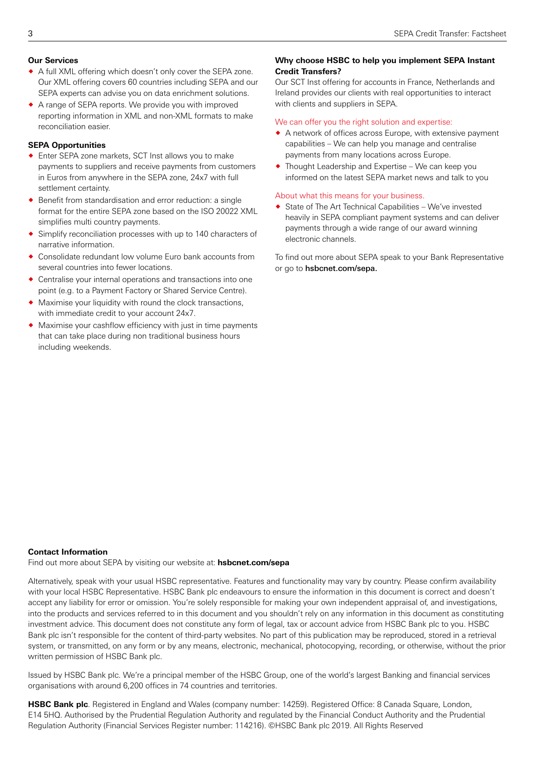**Our Services**

- A full XML offering which doesn't only cover the SEPA zone. Our XML offering covers 60 countries including SEPA and our SEPA experts can advise you on data enrichment solutions.
- A range of SEPA reports. We provide you with improved reporting information in XML and non-XML formats to make reconciliation easier.

**SEPA Opportunities**

- Enter SEPA zone markets, SCT Inst allows you to make payments to suppliers and receive payments from customers in Euros from anywhere in the SEPA zone, 24x7 with full settlement certainty.
- Benefit from standardisation and error reduction: a single format for the entire SEPA zone based on the ISO 20022 XML simplifies multi country payments.
- Simplify reconciliation processes with up to 140 characters of narrative information.
- Consolidate redundant low volume Euro bank accounts from several countries into fewer locations.
- Centralise your internal operations and transactions into one point (e.g. to a Payment Factory or Shared Service Centre).
- Maximise your liquidity with round the clock transactions, with immediate credit to your account 24x7.
- Maximise your cashflow efficiency with just in time payments that can take place during non traditional business hours including weekends.

**Why choose HSBC to help you implement SEPA Instant Credit Transfers?**

Our SCT Inst offering for accounts in France, Netherlands and Ireland provides our clients with real opportunities to interact with clients and suppliers in SEPA.

We can offer you the right solution and expertise:

- A network of offices across Europe, with extensive payment capabilities – We can help you manage and centralise payments from many locations across Europe.
- Thought Leadership and Expertise – We can keep you informed on the latest SEPA market news and talk to you

About what this means for your business.

- State of The Art Technical Capabilities – We've invested heavily in SEPA compliant payment systems and can deliver payments through a wide range of our award winning electronic channels.

To find out more about SEPA speak to your Bank Representative or go to **hsbcnet.com/sepa.**

**Contact Information**

Find out more about SEPA by visiting our website at: **hsbcnet.com/sepa**

Alternatively, speak with your usual HSBC representative. Features and functionality may vary by country. Please confirm availability with your local HSBC Representative. HSBC Bank plc endeavours to ensure the information in this document is correct and doesn't accept any liability for error or omission. You're solely responsible for making your own independent appraisal of, and investigations, into the products and services referred to in this document and you shouldn't rely on any information in this document as constituting investment advice. This document does not constitute any form of legal, tax or account advice from HSBC Bank plc to you. HSBC Bank plc isn't responsible for the content of third-party websites. No part of this publication may be reproduced, stored in a retrieval system, or transmitted, on any form or by any means, electronic, mechanical, photocopying, recording, or otherwise, without the prior written permission of HSBC Bank plc.

Issued by HSBC Bank plc. We're a principal member of the HSBC Group, one of the world's largest Banking and financial services organisations with around 6,200 offices in 74 countries and territories.

**HSBC Bank plc**. Registered in England and Wales (company number: 14259). Registered Office: 8 Canada Square, London, E14 5HQ. Authorised by the Prudential Regulation Authority and regulated by the Financial Conduct Authority and the Prudential Regulation Authority (Financial Services Register number: 114216). ©HSBC Bank plc 2019. All Rights Reserved